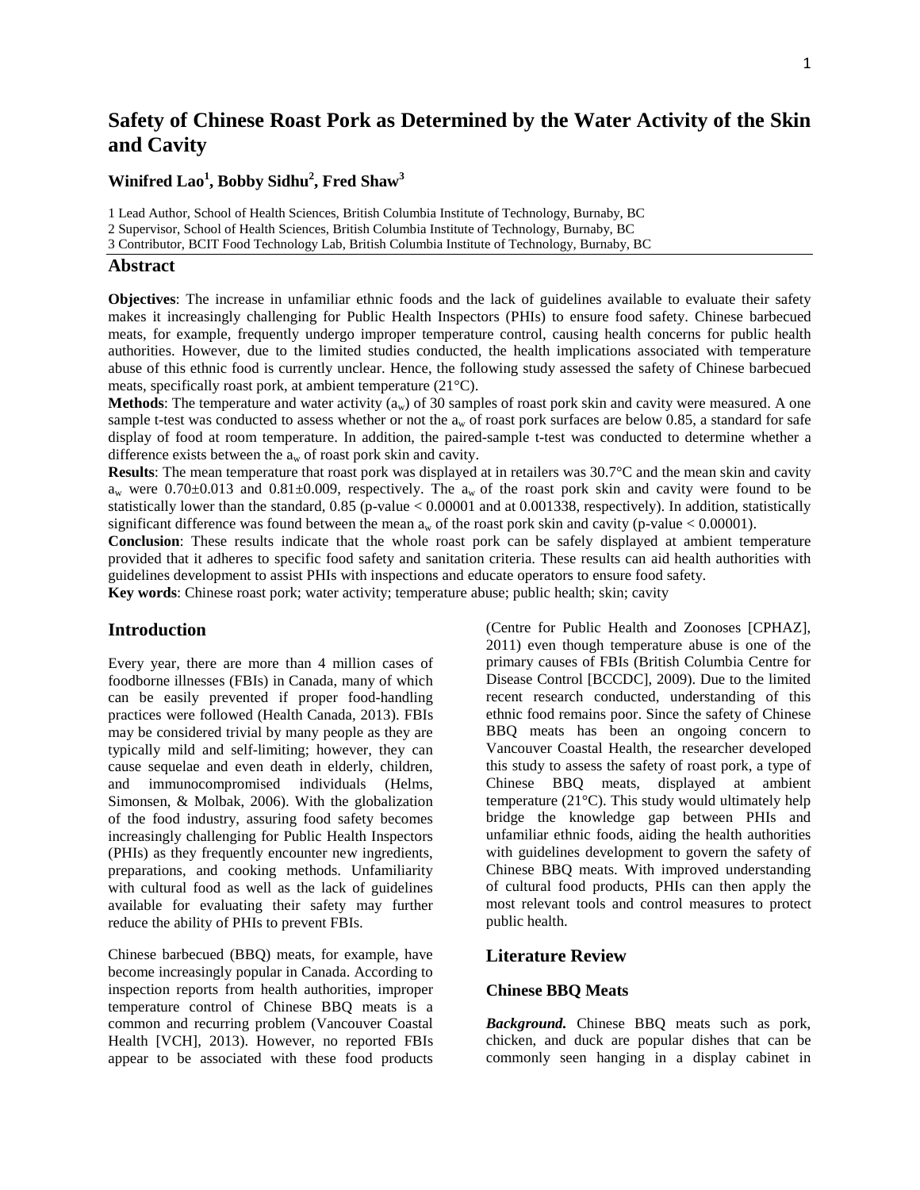# Safety of Chinese Roast Pork as Determined by the Water Activity of the Skin and Cavity

**Winifred Lao[1], Bobby Sidhu[2], Fred Shaw[3]**

1 Lead Author, School of Health Sciences, British Columbia Institute of Technology, Burnaby, BC
2 Supervisor, School of Health Sciences, British Columbia Institute of Technology, Burnaby, BC
3 Contributor, BCIT Food Technology Lab, British Columbia Institute of Technology, Burnaby, BC

## Abstract

**Objectives**: The increase in unfamiliar ethnic foods and the lack of guidelines available to evaluate their safety makes it increasingly challenging for Public Health Inspectors (PHIs) to ensure food safety. Chinese barbecued meats, for example, frequently undergo improper temperature control, causing health concerns for public health authorities. However, due to the limited studies conducted, the health implications associated with temperature abuse of this ethnic food is currently unclear. Hence, the following study assessed the safety of Chinese barbecued meats, specifically roast pork, at ambient temperature (21°C).

**Methods**: The temperature and water activity ($a_w$) of 30 samples of roast pork skin and cavity were measured. A one sample t-test was conducted to assess whether or not the $a_w$ of roast pork surfaces are below 0.85, a standard for safe display of food at room temperature. In addition, the paired-sample t-test was conducted to determine whether a difference exists between the $a_w$ of roast pork skin and cavity.

**Results**: The mean temperature that roast pork was displayed at in retailers was 30.7°C and the mean skin and cavity $a_w$ were 0.70±0.013 and 0.81±0.009, respectively. The $a_w$ of the roast pork skin and cavity were found to be statistically lower than the standard, 0.85 (p-value < 0.00001 and at 0.001338, respectively). In addition, statistically significant difference was found between the mean $a_w$ of the roast pork skin and cavity (p-value < 0.00001).

**Conclusion**: These results indicate that the whole roast pork can be safely displayed at ambient temperature provided that it adheres to specific food safety and sanitation criteria. These results can aid health authorities with guidelines development to assist PHIs with inspections and educate operators to ensure food safety.

**Key words**: Chinese roast pork; water activity; temperature abuse; public health; skin; cavity

## Introduction

Every year, there are more than 4 million cases of foodborne illnesses (FBIs) in Canada, many of which can be easily prevented if proper food-handling practices were followed (Health Canada, 2013). FBIs may be considered trivial by many people as they are typically mild and self-limiting; however, they can cause sequelae and even death in elderly, children, and immunocompromised individuals (Helms, Simonsen, & Molbak, 2006). With the globalization of the food industry, assuring food safety becomes increasingly challenging for Public Health Inspectors (PHIs) as they frequently encounter new ingredients, preparations, and cooking methods. Unfamiliarity with cultural food as well as the lack of guidelines available for evaluating their safety may further reduce the ability of PHIs to prevent FBIs.

Chinese barbecued (BBQ) meats, for example, have become increasingly popular in Canada. According to inspection reports from health authorities, improper temperature control of Chinese BBQ meats is a common and recurring problem (Vancouver Coastal Health [VCH], 2013). However, no reported FBIs appear to be associated with these food products (Centre for Public Health and Zoonoses [CPHAZ], 2011) even though temperature abuse is one of the primary causes of FBIs (British Columbia Centre for Disease Control [BCCDC], 2009). Due to the limited recent research conducted, understanding of this ethnic food remains poor. Since the safety of Chinese BBQ meats has been an ongoing concern to Vancouver Coastal Health, the researcher developed this study to assess the safety of roast pork, a type of Chinese BBQ meats, displayed at ambient temperature (21°C). This study would ultimately help bridge the knowledge gap between PHIs and unfamiliar ethnic foods, aiding the health authorities with guidelines development to govern the safety of Chinese BBQ meats. With improved understanding of cultural food products, PHIs can then apply the most relevant tools and control measures to protect public health.

## Literature Review

### Chinese BBQ Meats

***Background.*** Chinese BBQ meats such as pork, chicken, and duck are popular dishes that can be commonly seen hanging in a display cabinet in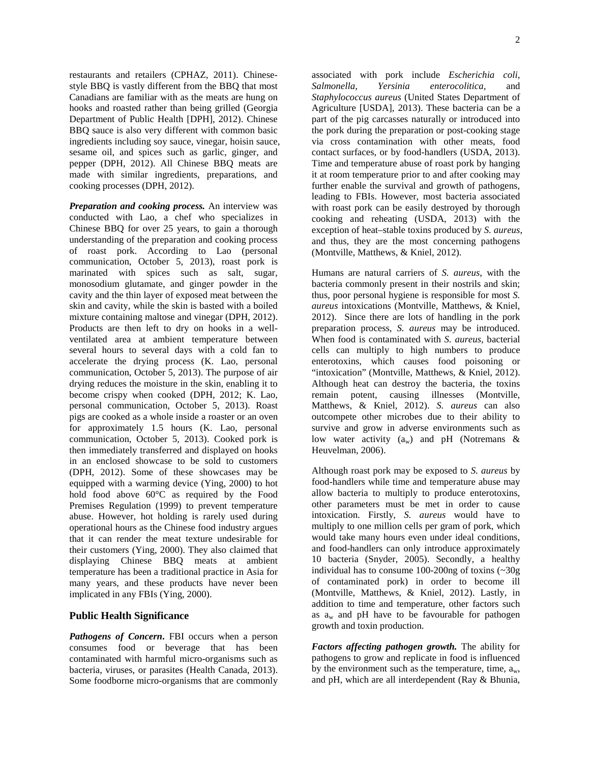restaurants and retailers (CPHAZ, 2011). Chinese-style BBQ is vastly different from the BBQ that most Canadians are familiar with as the meats are hung on hooks and roasted rather than being grilled (Georgia Department of Public Health [DPH], 2012). Chinese BBQ sauce is also very different with common basic ingredients including soy sauce, vinegar, hoisin sauce, sesame oil, and spices such as garlic, ginger, and pepper (DPH, 2012). All Chinese BBQ meats are made with similar ingredients, preparations, and cooking processes (DPH, 2012).

***Preparation and cooking process.*** An interview was conducted with Lao, a chef who specializes in Chinese BBQ for over 25 years, to gain a thorough understanding of the preparation and cooking process of roast pork. According to Lao (personal communication, October 5, 2013), roast pork is marinated with spices such as salt, sugar, monosodium glutamate, and ginger powder in the cavity and the thin layer of exposed meat between the skin and cavity, while the skin is basted with a boiled mixture containing maltose and vinegar (DPH, 2012). Products are then left to dry on hooks in a well-ventilated area at ambient temperature between several hours to several days with a cold fan to accelerate the drying process (K. Lao, personal communication, October 5, 2013). The purpose of air drying reduces the moisture in the skin, enabling it to become crispy when cooked (DPH, 2012; K. Lao, personal communication, October 5, 2013). Roast pigs are cooked as a whole inside a roaster or an oven for approximately 1.5 hours (K. Lao, personal communication, October 5, 2013). Cooked pork is then immediately transferred and displayed on hooks in an enclosed showcase to be sold to customers (DPH, 2012). Some of these showcases may be equipped with a warming device (Ying, 2000) to hot hold food above 60°C as required by the Food Premises Regulation (1999) to prevent temperature abuse. However, hot holding is rarely used during operational hours as the Chinese food industry argues that it can render the meat texture undesirable for their customers (Ying, 2000). They also claimed that displaying Chinese BBQ meats at ambient temperature has been a traditional practice in Asia for many years, and these products have never been implicated in any FBIs (Ying, 2000).

## Public Health Significance

***Pathogens of Concern*.** FBI occurs when a person consumes food or beverage that has been contaminated with harmful micro-organisms such as bacteria, viruses, or parasites (Health Canada, 2013). Some foodborne micro-organisms that are commonly associated with pork include *Escherichia coli*, *Salmonella*, *Yersinia enterocolitica*, and *Staphylococcus aureus* (United States Department of Agriculture [USDA], 2013). These bacteria can be a part of the pig carcasses naturally or introduced into the pork during the preparation or post-cooking stage via cross contamination with other meats, food contact surfaces, or by food-handlers (USDA, 2013). Time and temperature abuse of roast pork by hanging it at room temperature prior to and after cooking may further enable the survival and growth of pathogens, leading to FBIs. However, most bacteria associated with roast pork can be easily destroyed by thorough cooking and reheating (USDA, 2013) with the exception of heat–stable toxins produced by *S. aureus*, and thus, they are the most concerning pathogens (Montville, Matthews, & Kniel, 2012).

Humans are natural carriers of *S. aureus*, with the bacteria commonly present in their nostrils and skin; thus, poor personal hygiene is responsible for most *S. aureus* intoxications (Montville, Matthews, & Kniel, 2012). Since there are lots of handling in the pork preparation process, *S. aureus* may be introduced. When food is contaminated with *S. aureus*, bacterial cells can multiply to high numbers to produce enterotoxins, which causes food poisoning or "intoxication" (Montville, Matthews, & Kniel, 2012). Although heat can destroy the bacteria, the toxins remain potent, causing illnesses (Montville, Matthews, & Kniel, 2012). *S. aureus* can also outcompete other microbes due to their ability to survive and grow in adverse environments such as low water activity ($a_w$) and pH (Notremans & Heuvelman, 2006).

Although roast pork may be exposed to *S. aureus* by food-handlers while time and temperature abuse may allow bacteria to multiply to produce enterotoxins, other parameters must be met in order to cause intoxication. Firstly, *S. aureus* would have to multiply to one million cells per gram of pork, which would take many hours even under ideal conditions, and food-handlers can only introduce approximately 10 bacteria (Snyder, 2005). Secondly, a healthy individual has to consume 100-200ng of toxins (~30g of contaminated pork) in order to become ill (Montville, Matthews, & Kniel, 2012). Lastly, in addition to time and temperature, other factors such as $a_w$ and pH have to be favourable for pathogen growth and toxin production.

***Factors affecting pathogen growth.*** The ability for pathogens to grow and replicate in food is influenced by the environment such as the temperature, time, $a_w$, and pH, which are all interdependent (Ray & Bhunia,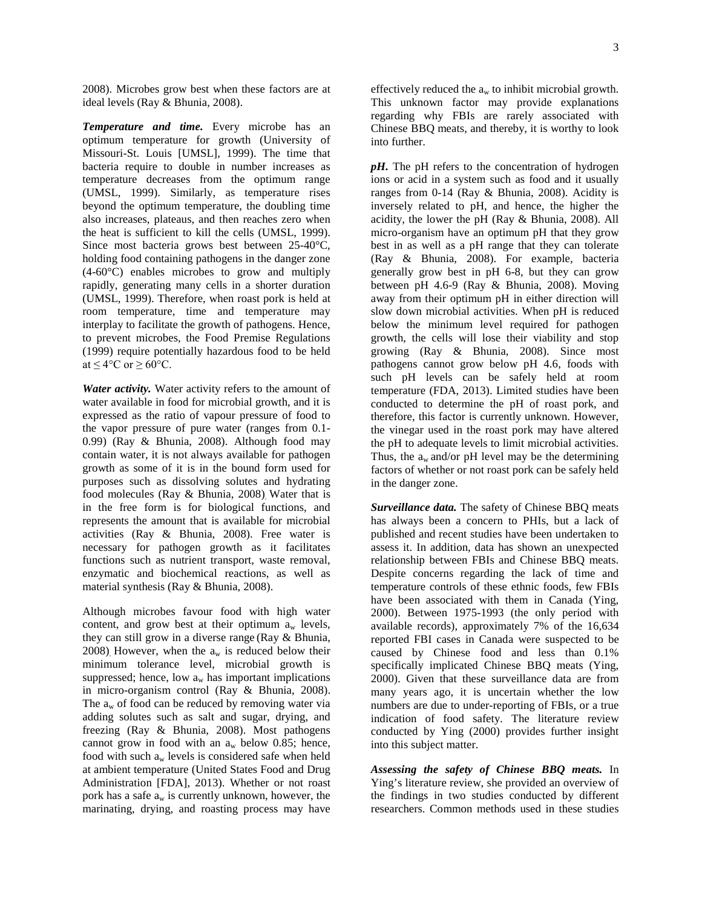2008). Microbes grow best when these factors are at ideal levels (Ray & Bhunia, 2008).

***Temperature and time.*** Every microbe has an optimum temperature for growth (University of Missouri-St. Louis [UMSL], 1999). The time that bacteria require to double in number increases as temperature decreases from the optimum range (UMSL, 1999). Similarly, as temperature rises beyond the optimum temperature, the doubling time also increases, plateaus, and then reaches zero when the heat is sufficient to kill the cells (UMSL, 1999). Since most bacteria grows best between 25-40°C, holding food containing pathogens in the danger zone (4-60°C) enables microbes to grow and multiply rapidly, generating many cells in a shorter duration (UMSL, 1999). Therefore, when roast pork is held at room temperature, time and temperature may interplay to facilitate the growth of pathogens. Hence, to prevent microbes, the Food Premise Regulations (1999) require potentially hazardous food to be held at ≤ 4°C or ≥ 60°C.

***Water activity.*** Water activity refers to the amount of water available in food for microbial growth, and it is expressed as the ratio of vapour pressure of food to the vapor pressure of pure water (ranges from 0.1-0.99) (Ray & Bhunia, 2008). Although food may contain water, it is not always available for pathogen growth as some of it is in the bound form used for purposes such as dissolving solutes and hydrating food molecules (Ray & Bhunia, 2008). Water that is in the free form is for biological functions, and represents the amount that is available for microbial activities (Ray & Bhunia, 2008). Free water is necessary for pathogen growth as it facilitates functions such as nutrient transport, waste removal, enzymatic and biochemical reactions, as well as material synthesis (Ray & Bhunia, 2008).

Although microbes favour food with high water content, and grow best at their optimum $a_w$ levels, they can still grow in a diverse range (Ray & Bhunia, 2008). However, when the $a_w$ is reduced below their minimum tolerance level, microbial growth is suppressed; hence, low $a_w$ has important implications in micro-organism control (Ray & Bhunia, 2008). The $a_w$ of food can be reduced by removing water via adding solutes such as salt and sugar, drying, and freezing (Ray & Bhunia, 2008). Most pathogens cannot grow in food with an $a_w$ below 0.85; hence, food with such $a_w$ levels is considered safe when held at ambient temperature (United States Food and Drug Administration [FDA], 2013). Whether or not roast pork has a safe $a_w$ is currently unknown, however, the marinating, drying, and roasting process may have effectively reduced the $a_w$ to inhibit microbial growth. This unknown factor may provide explanations regarding why FBIs are rarely associated with Chinese BBQ meats, and thereby, it is worthy to look into further.

***pH.*** The pH refers to the concentration of hydrogen ions or acid in a system such as food and it usually ranges from 0-14 (Ray & Bhunia, 2008). Acidity is inversely related to pH, and hence, the higher the acidity, the lower the pH (Ray & Bhunia, 2008). All micro-organism have an optimum pH that they grow best in as well as a pH range that they can tolerate (Ray & Bhunia, 2008). For example, bacteria generally grow best in pH 6-8, but they can grow between pH 4.6-9 (Ray & Bhunia, 2008). Moving away from their optimum pH in either direction will slow down microbial activities. When pH is reduced below the minimum level required for pathogen growth, the cells will lose their viability and stop growing (Ray & Bhunia, 2008). Since most pathogens cannot grow below pH 4.6, foods with such pH levels can be safely held at room temperature (FDA, 2013). Limited studies have been conducted to determine the pH of roast pork, and therefore, this factor is currently unknown. However, the vinegar used in the roast pork may have altered the pH to adequate levels to limit microbial activities. Thus, the $a_w$ and/or pH level may be the determining factors of whether or not roast pork can be safely held in the danger zone.

***Surveillance data.*** The safety of Chinese BBQ meats has always been a concern to PHIs, but a lack of published and recent studies have been undertaken to assess it. In addition, data has shown an unexpected relationship between FBIs and Chinese BBQ meats. Despite concerns regarding the lack of time and temperature controls of these ethnic foods, few FBIs have been associated with them in Canada (Ying, 2000). Between 1975-1993 (the only period with available records), approximately 7% of the 16,634 reported FBI cases in Canada were suspected to be caused by Chinese food and less than 0.1% specifically implicated Chinese BBQ meats (Ying, 2000). Given that these surveillance data are from many years ago, it is uncertain whether the low numbers are due to under-reporting of FBIs, or a true indication of food safety. The literature review conducted by Ying (2000) provides further insight into this subject matter.

***Assessing the safety of Chinese BBQ meats.*** In Ying's literature review, she provided an overview of the findings in two studies conducted by different researchers. Common methods used in these studies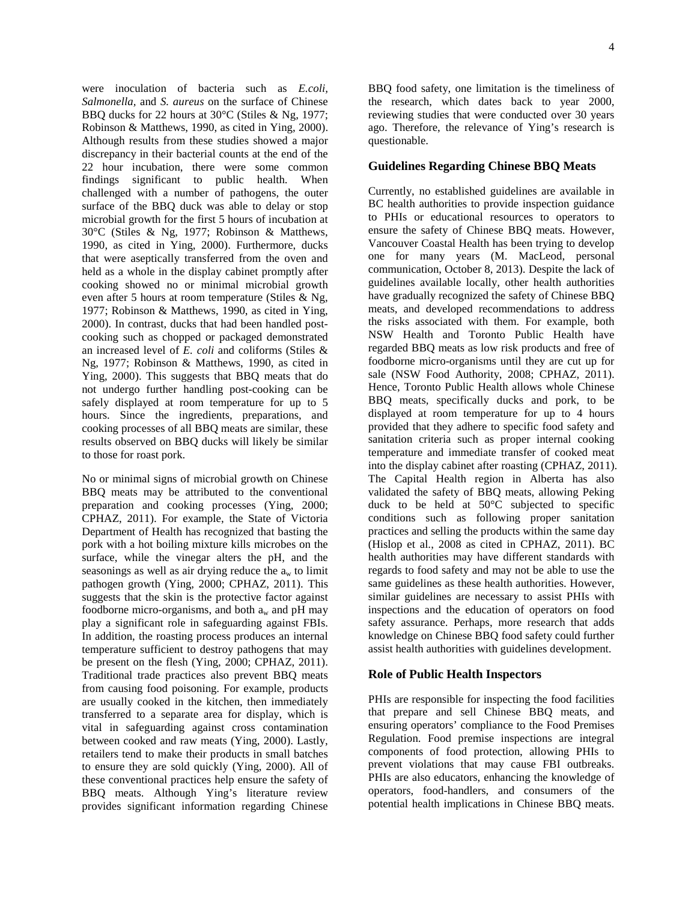were inoculation of bacteria such as *E.coli*, *Salmonella*, and *S. aureus* on the surface of Chinese BBQ ducks for 22 hours at 30°C (Stiles & Ng, 1977; Robinson & Matthews, 1990, as cited in Ying, 2000). Although results from these studies showed a major discrepancy in their bacterial counts at the end of the 22 hour incubation, there were some common findings significant to public health. When challenged with a number of pathogens, the outer surface of the BBQ duck was able to delay or stop microbial growth for the first 5 hours of incubation at 30°C (Stiles & Ng, 1977; Robinson & Matthews, 1990, as cited in Ying, 2000). Furthermore, ducks that were aseptically transferred from the oven and held as a whole in the display cabinet promptly after cooking showed no or minimal microbial growth even after 5 hours at room temperature (Stiles & Ng, 1977; Robinson & Matthews, 1990, as cited in Ying, 2000). In contrast, ducks that had been handled post-cooking such as chopped or packaged demonstrated an increased level of *E. coli* and coliforms (Stiles & Ng, 1977; Robinson & Matthews, 1990, as cited in Ying, 2000). This suggests that BBQ meats that do not undergo further handling post-cooking can be safely displayed at room temperature for up to 5 hours. Since the ingredients, preparations, and cooking processes of all BBQ meats are similar, these results observed on BBQ ducks will likely be similar to those for roast pork.

No or minimal signs of microbial growth on Chinese BBQ meats may be attributed to the conventional preparation and cooking processes (Ying, 2000; CPHAZ, 2011). For example, the State of Victoria Department of Health has recognized that basting the pork with a hot boiling mixture kills microbes on the surface, while the vinegar alters the pH, and the seasonings as well as air drying reduce the $a_w$ to limit pathogen growth (Ying, 2000; CPHAZ, 2011). This suggests that the skin is the protective factor against foodborne micro-organisms, and both $a_w$ and pH may play a significant role in safeguarding against FBIs. In addition, the roasting process produces an internal temperature sufficient to destroy pathogens that may be present on the flesh (Ying, 2000; CPHAZ, 2011). Traditional trade practices also prevent BBQ meats from causing food poisoning. For example, products are usually cooked in the kitchen, then immediately transferred to a separate area for display, which is vital in safeguarding against cross contamination between cooked and raw meats (Ying, 2000). Lastly, retailers tend to make their products in small batches to ensure they are sold quickly (Ying, 2000). All of these conventional practices help ensure the safety of BBQ meats. Although Ying's literature review provides significant information regarding Chinese BBQ food safety, one limitation is the timeliness of the research, which dates back to year 2000, reviewing studies that were conducted over 30 years ago. Therefore, the relevance of Ying's research is questionable.

## Guidelines Regarding Chinese BBQ Meats

Currently, no established guidelines are available in BC health authorities to provide inspection guidance to PHIs or educational resources to operators to ensure the safety of Chinese BBQ meats. However, Vancouver Coastal Health has been trying to develop one for many years (M. MacLeod, personal communication, October 8, 2013). Despite the lack of guidelines available locally, other health authorities have gradually recognized the safety of Chinese BBQ meats, and developed recommendations to address the risks associated with them. For example, both NSW Health and Toronto Public Health have regarded BBQ meats as low risk products and free of foodborne micro-organisms until they are cut up for sale (NSW Food Authority, 2008; CPHAZ, 2011). Hence, Toronto Public Health allows whole Chinese BBQ meats, specifically ducks and pork, to be displayed at room temperature for up to 4 hours provided that they adhere to specific food safety and sanitation criteria such as proper internal cooking temperature and immediate transfer of cooked meat into the display cabinet after roasting (CPHAZ, 2011). The Capital Health region in Alberta has also validated the safety of BBQ meats, allowing Peking duck to be held at 50°C subjected to specific conditions such as following proper sanitation practices and selling the products within the same day (Hislop et al., 2008 as cited in CPHAZ, 2011). BC health authorities may have different standards with regards to food safety and may not be able to use the same guidelines as these health authorities. However, similar guidelines are necessary to assist PHIs with inspections and the education of operators on food safety assurance. Perhaps, more research that adds knowledge on Chinese BBQ food safety could further assist health authorities with guidelines development.

## Role of Public Health Inspectors

PHIs are responsible for inspecting the food facilities that prepare and sell Chinese BBQ meats, and ensuring operators' compliance to the Food Premises Regulation. Food premise inspections are integral components of food protection, allowing PHIs to prevent violations that may cause FBI outbreaks. PHIs are also educators, enhancing the knowledge of operators, food-handlers, and consumers of the potential health implications in Chinese BBQ meats.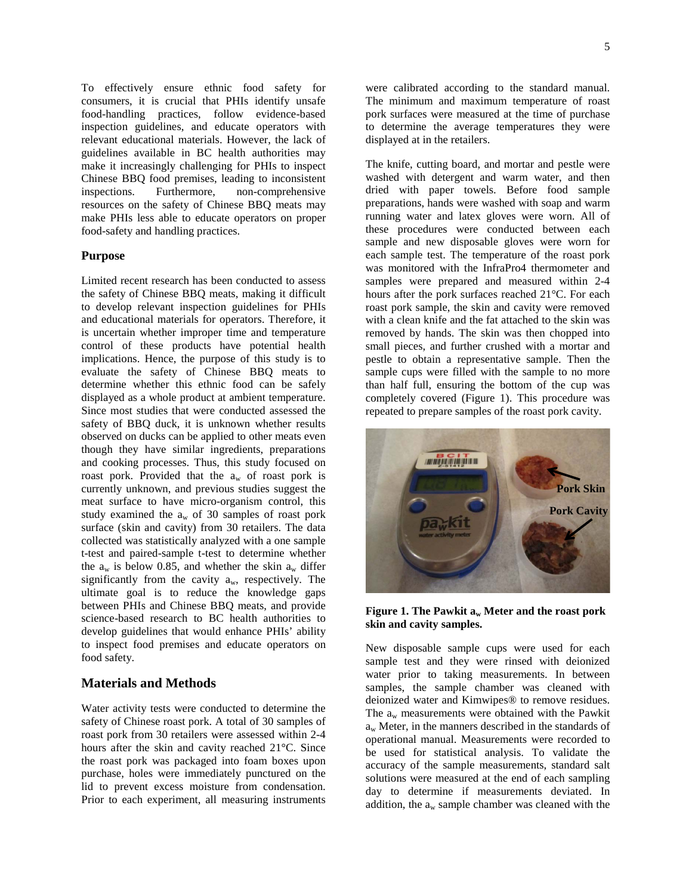To effectively ensure ethnic food safety for consumers, it is crucial that PHIs identify unsafe food-handling practices, follow evidence-based inspection guidelines, and educate operators with relevant educational materials. However, the lack of guidelines available in BC health authorities may make it increasingly challenging for PHIs to inspect Chinese BBQ food premises, leading to inconsistent inspections. Furthermore, non-comprehensive resources on the safety of Chinese BBQ meats may make PHIs less able to educate operators on proper food-safety and handling practices.

### Purpose

Limited recent research has been conducted to assess the safety of Chinese BBQ meats, making it difficult to develop relevant inspection guidelines for PHIs and educational materials for operators. Therefore, it is uncertain whether improper time and temperature control of these products have potential health implications. Hence, the purpose of this study is to evaluate the safety of Chinese BBQ meats to determine whether this ethnic food can be safely displayed as a whole product at ambient temperature. Since most studies that were conducted assessed the safety of BBQ duck, it is unknown whether results observed on ducks can be applied to other meats even though they have similar ingredients, preparations and cooking processes. Thus, this study focused on roast pork. Provided that the $a_w$ of roast pork is currently unknown, and previous studies suggest the meat surface to have micro-organism control, this study examined the $a_w$ of 30 samples of roast pork surface (skin and cavity) from 30 retailers. The data collected was statistically analyzed with a one sample t-test and paired-sample t-test to determine whether the $a_w$ is below 0.85, and whether the skin $a_w$ differ significantly from the cavity $a_w$, respectively. The ultimate goal is to reduce the knowledge gaps between PHIs and Chinese BBQ meats, and provide science-based research to BC health authorities to develop guidelines that would enhance PHIs' ability to inspect food premises and educate operators on food safety.

## Materials and Methods

Water activity tests were conducted to determine the safety of Chinese roast pork. A total of 30 samples of roast pork from 30 retailers were assessed within 2-4 hours after the skin and cavity reached 21°C. Since the roast pork was packaged into foam boxes upon purchase, holes were immediately punctured on the lid to prevent excess moisture from condensation. Prior to each experiment, all measuring instruments were calibrated according to the standard manual. The minimum and maximum temperature of roast pork surfaces were measured at the time of purchase to determine the average temperatures they were displayed at in the retailers.

The knife, cutting board, and mortar and pestle were washed with detergent and warm water, and then dried with paper towels. Before food sample preparations, hands were washed with soap and warm running water and latex gloves were worn. All of these procedures were conducted between each sample and new disposable gloves were worn for each sample test. The temperature of the roast pork was monitored with the InfraPro4 thermometer and samples were prepared and measured within 2-4 hours after the pork surfaces reached 21°C. For each roast pork sample, the skin and cavity were removed with a clean knife and the fat attached to the skin was removed by hands. The skin was then chopped into small pieces, and further crushed with a mortar and pestle to obtain a representative sample. Then the sample cups were filled with the sample to no more than half full, ensuring the bottom of the cup was completely covered (Figure 1). This procedure was repeated to prepare samples of the roast pork cavity.

**Figure 1. The Pawkit $a_w$ Meter and the roast pork skin and cavity samples.**

New disposable sample cups were used for each sample test and they were rinsed with deionized water prior to taking measurements. In between samples, the sample chamber was cleaned with deionized water and Kimwipes® to remove residues. The $a_w$ measurements were obtained with the Pawkit $a_w$ Meter, in the manners described in the standards of operational manual. Measurements were recorded to be used for statistical analysis. To validate the accuracy of the sample measurements, standard salt solutions were measured at the end of each sampling day to determine if measurements deviated. In addition, the $a_w$ sample chamber was cleaned with the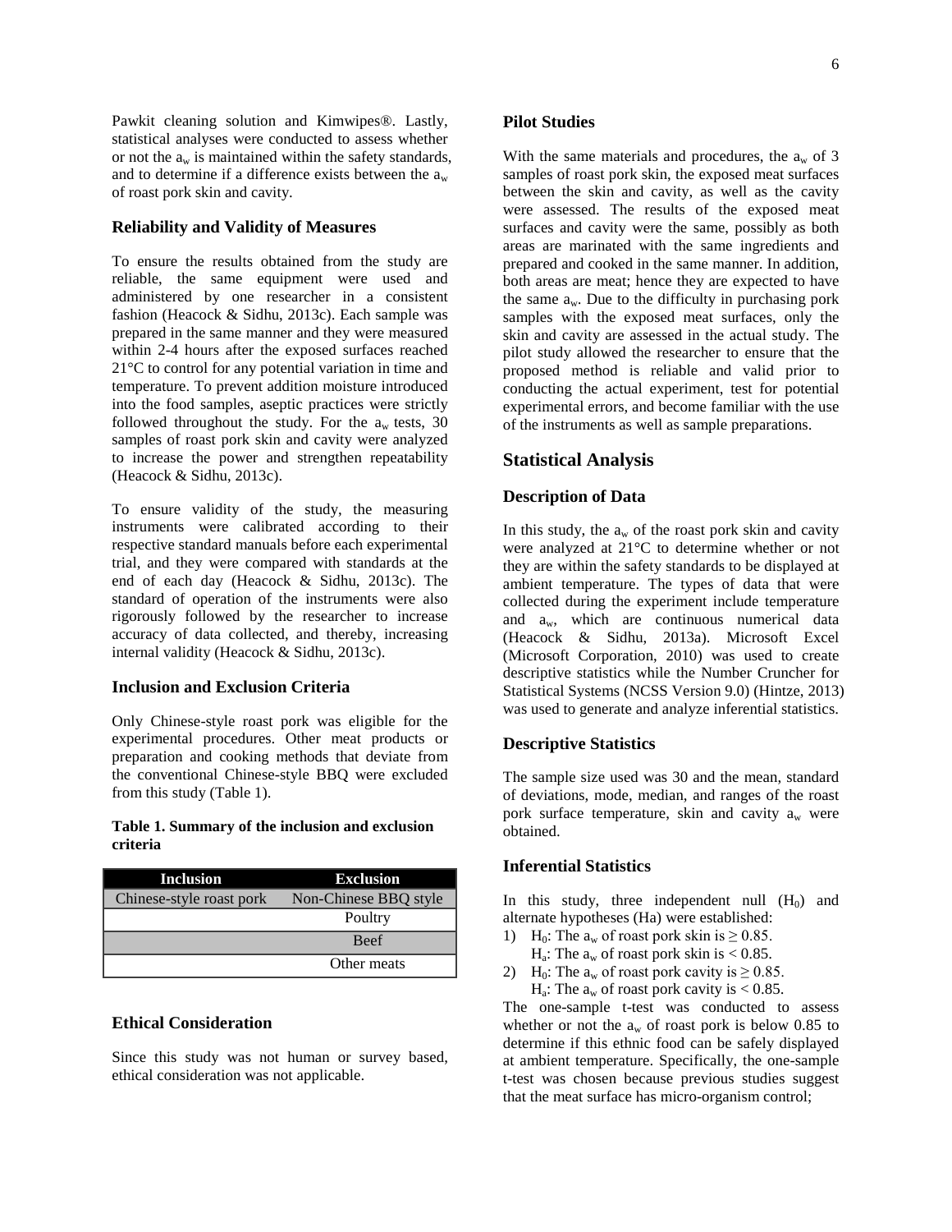Pawkit cleaning solution and Kimwipes®. Lastly, statistical analyses were conducted to assess whether or not the $a_w$ is maintained within the safety standards, and to determine if a difference exists between the $a_w$ of roast pork skin and cavity.

### Reliability and Validity of Measures

To ensure the results obtained from the study are reliable, the same equipment were used and administered by one researcher in a consistent fashion (Heacock & Sidhu, 2013c). Each sample was prepared in the same manner and they were measured within 2-4 hours after the exposed surfaces reached 21°C to control for any potential variation in time and temperature. To prevent addition moisture introduced into the food samples, aseptic practices were strictly followed throughout the study. For the $a_w$ tests, 30 samples of roast pork skin and cavity were analyzed to increase the power and strengthen repeatability (Heacock & Sidhu, 2013c).

To ensure validity of the study, the measuring instruments were calibrated according to their respective standard manuals before each experimental trial, and they were compared with standards at the end of each day (Heacock & Sidhu, 2013c). The standard of operation of the instruments were also rigorously followed by the researcher to increase accuracy of data collected, and thereby, increasing internal validity (Heacock & Sidhu, 2013c).

### Inclusion and Exclusion Criteria

Only Chinese-style roast pork was eligible for the experimental procedures. Other meat products or preparation and cooking methods that deviate from the conventional Chinese-style BBQ were excluded from this study (Table 1).

**Table 1. Summary of the inclusion and exclusion criteria**

| Inclusion | Exclusion |
|---|---|
| Chinese-style roast pork | Non-Chinese BBQ style |
| | Poultry |
| | Beef |
| | Other meats |

### Ethical Consideration

Since this study was not human or survey based, ethical consideration was not applicable.

### Pilot Studies

With the same materials and procedures, the $a_w$ of 3 samples of roast pork skin, the exposed meat surfaces between the skin and cavity, as well as the cavity were assessed. The results of the exposed meat surfaces and cavity were the same, possibly as both areas are marinated with the same ingredients and prepared and cooked in the same manner. In addition, both areas are meat; hence they are expected to have the same $a_w$. Due to the difficulty in purchasing pork samples with the exposed meat surfaces, only the skin and cavity are assessed in the actual study. The pilot study allowed the researcher to ensure that the proposed method is reliable and valid prior to conducting the actual experiment, test for potential experimental errors, and become familiar with the use of the instruments as well as sample preparations.

## Statistical Analysis

### Description of Data

In this study, the $a_w$ of the roast pork skin and cavity were analyzed at 21°C to determine whether or not they are within the safety standards to be displayed at ambient temperature. The types of data that were collected during the experiment include temperature and $a_w$, which are continuous numerical data (Heacock & Sidhu, 2013a). Microsoft Excel (Microsoft Corporation, 2010) was used to create descriptive statistics while the Number Cruncher for Statistical Systems (NCSS Version 9.0) (Hintze, 2013) was used to generate and analyze inferential statistics.

### Descriptive Statistics

The sample size used was 30 and the mean, standard of deviations, mode, median, and ranges of the roast pork surface temperature, skin and cavity $a_w$ were obtained.

### Inferential Statistics

In this study, three independent null ($H_0$) and alternate hypotheses (Ha) were established:

1) $H_0$: The $a_w$ of roast pork skin is $\geq 0.85$.
   $H_a$: The $a_w$ of roast pork skin is $< 0.85$.
2) $H_0$: The $a_w$ of roast pork cavity is $\geq 0.85$.
   $H_a$: The $a_w$ of roast pork cavity is $< 0.85$.

The one-sample t-test was conducted to assess whether or not the $a_w$ of roast pork is below 0.85 to determine if this ethnic food can be safely displayed at ambient temperature. Specifically, the one-sample t-test was chosen because previous studies suggest that the meat surface has micro-organism control;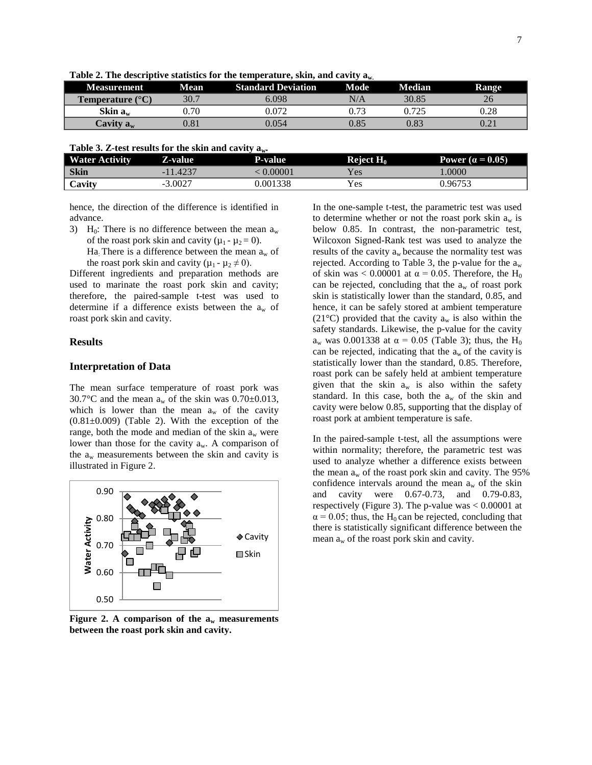**Table 2. The descriptive statistics for the temperature, skin, and cavity $a_w$.**

| Measurement | Mean | Standard Deviation | Mode | Median | Range |
|---|---|---|---|---|---|
| Temperature (°C) | 30.7 | 6.098 | N/A | 30.85 | 26 |
| Skin $a_w$ | 0.70 | 0.072 | 0.73 | 0.725 | 0.28 |
| Cavity $a_w$ | 0.81 | 0.054 | 0.85 | 0.83 | 0.21 |

**Table 3. Z-test results for the skin and cavity $a_w$.**

| Water Activity | Z-value | P-value | Reject $H_0$ | Power ($\alpha = 0.05$) |
|---|---|---|---|---|
| Skin | -11.4237 | < 0.00001 | Yes | 1.0000 |
| Cavity | -3.0027 | 0.001338 | Yes | 0.96753 |

hence, the direction of the difference is identified in advance.

3) $H_0$: There is no difference between the mean $a_w$ of the roast pork skin and cavity ($\mu_1 - \mu_2 = 0$).
   Ha: There is a difference between the mean $a_w$ of the roast pork skin and cavity ($\mu_1 - \mu_2 \neq 0$).

Different ingredients and preparation methods are used to marinate the roast pork skin and cavity; therefore, the paired-sample t-test was used to determine if a difference exists between the $a_w$ of roast pork skin and cavity.

## Results

### Interpretation of Data

The mean surface temperature of roast pork was 30.7°C and the mean $a_w$ of the skin was 0.70±0.013, which is lower than the mean $a_w$ of the cavity (0.81±0.009) (Table 2). With the exception of the range, both the mode and median of the skin $a_w$ were lower than those for the cavity $a_w$. A comparison of the $a_w$ measurements between the skin and cavity is illustrated in Figure 2.

**Figure 2. A comparison of the $a_w$ measurements between the roast pork skin and cavity.**

In the one-sample t-test, the parametric test was used to determine whether or not the roast pork skin $a_w$ is below 0.85. In contrast, the non-parametric test, Wilcoxon Signed-Rank test was used to analyze the results of the cavity $a_w$ because the normality test was rejected. According to Table 3, the p-value for the $a_w$ of skin was < 0.00001 at $\alpha = 0.05$. Therefore, the $H_0$ can be rejected, concluding that the $a_w$ of roast pork skin is statistically lower than the standard, 0.85, and hence, it can be safely stored at ambient temperature (21°C) provided that the cavity $a_w$ is also within the safety standards. Likewise, the p-value for the cavity $a_w$ was 0.001338 at $\alpha = 0.05$ (Table 3); thus, the $H_0$ can be rejected, indicating that the $a_w$ of the cavity is statistically lower than the standard, 0.85. Therefore, roast pork can be safely held at ambient temperature given that the skin $a_w$ is also within the safety standard. In this case, both the $a_w$ of the skin and cavity were below 0.85, supporting that the display of roast pork at ambient temperature is safe.

In the paired-sample t-test, all the assumptions were within normality; therefore, the parametric test was used to analyze whether a difference exists between the mean $a_w$ of the roast pork skin and cavity. The 95% confidence intervals around the mean $a_w$ of the skin and cavity were 0.67-0.73, and 0.79-0.83, respectively (Figure 3). The p-value was < 0.00001 at $\alpha = 0.05$; thus, the $H_0$ can be rejected, concluding that there is statistically significant difference between the mean $a_w$ of the roast pork skin and cavity.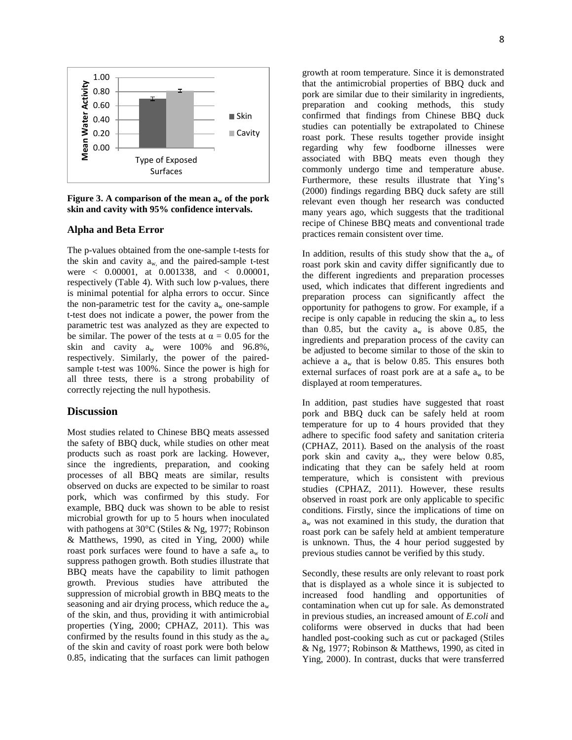**Figure 3. A comparison of the mean $a_w$ of the pork skin and cavity with 95% confidence intervals.**

### Alpha and Beta Error

The p-values obtained from the one-sample t-tests for the skin and cavity $a_w$, and the paired-sample t-test were < 0.00001, at 0.001338, and < 0.00001, respectively (Table 4). With such low p-values, there is minimal potential for alpha errors to occur. Since the non-parametric test for the cavity $a_w$ one-sample t-test does not indicate a power, the power from the parametric test was analyzed as they are expected to be similar. The power of the tests at $\alpha = 0.05$ for the skin and cavity $a_w$ were 100% and 96.8%, respectively. Similarly, the power of the paired-sample t-test was 100%. Since the power is high for all three tests, there is a strong probability of correctly rejecting the null hypothesis.

## Discussion

Most studies related to Chinese BBQ meats assessed the safety of BBQ duck, while studies on other meat products such as roast pork are lacking. However, since the ingredients, preparation, and cooking processes of all BBQ meats are similar, results observed on ducks are expected to be similar to roast pork, which was confirmed by this study. For example, BBQ duck was shown to be able to resist microbial growth for up to 5 hours when inoculated with pathogens at 30°C (Stiles & Ng, 1977; Robinson & Matthews, 1990, as cited in Ying, 2000) while roast pork surfaces were found to have a safe $a_w$ to suppress pathogen growth. Both studies illustrate that BBQ meats have the capability to limit pathogen growth. Previous studies have attributed the suppression of microbial growth in BBQ meats to the seasoning and air drying process, which reduce the $a_w$ of the skin, and thus, providing it with antimicrobial properties (Ying, 2000; CPHAZ, 2011). This was confirmed by the results found in this study as the $a_w$ of the skin and cavity of roast pork were both below 0.85, indicating that the surfaces can limit pathogen growth at room temperature. Since it is demonstrated that the antimicrobial properties of BBQ duck and pork are similar due to their similarity in ingredients, preparation and cooking methods, this study confirmed that findings from Chinese BBQ duck studies can potentially be extrapolated to Chinese roast pork. These results together provide insight regarding why few foodborne illnesses were associated with BBQ meats even though they commonly undergo time and temperature abuse. Furthermore, these results illustrate that Ying's (2000) findings regarding BBQ duck safety are still relevant even though her research was conducted many years ago, which suggests that the traditional recipe of Chinese BBQ meats and conventional trade practices remain consistent over time.

In addition, results of this study show that the $a_w$ of roast pork skin and cavity differ significantly due to the different ingredients and preparation processes used, which indicates that different ingredients and preparation process can significantly affect the opportunity for pathogens to grow. For example, if a recipe is only capable in reducing the skin $a_w$ to less than 0.85, but the cavity $a_w$ is above 0.85, the ingredients and preparation process of the cavity can be adjusted to become similar to those of the skin to achieve a $a_w$ that is below 0.85. This ensures both external surfaces of roast pork are at a safe $a_w$ to be displayed at room temperatures.

In addition, past studies have suggested that roast pork and BBQ duck can be safely held at room temperature for up to 4 hours provided that they adhere to specific food safety and sanitation criteria (CPHAZ, 2011). Based on the analysis of the roast pork skin and cavity $a_w$, they were below 0.85, indicating that they can be safely held at room temperature, which is consistent with previous studies (CPHAZ, 2011). However, these results observed in roast pork are only applicable to specific conditions. Firstly, since the implications of time on $a_w$ was not examined in this study, the duration that roast pork can be safely held at ambient temperature is unknown. Thus, the 4 hour period suggested by previous studies cannot be verified by this study.

Secondly, these results are only relevant to roast pork that is displayed as a whole since it is subjected to increased food handling and opportunities of contamination when cut up for sale. As demonstrated in previous studies, an increased amount of *E.coli* and coliforms were observed in ducks that had been handled post-cooking such as cut or packaged (Stiles & Ng, 1977; Robinson & Matthews, 1990, as cited in Ying, 2000). In contrast, ducks that were transferred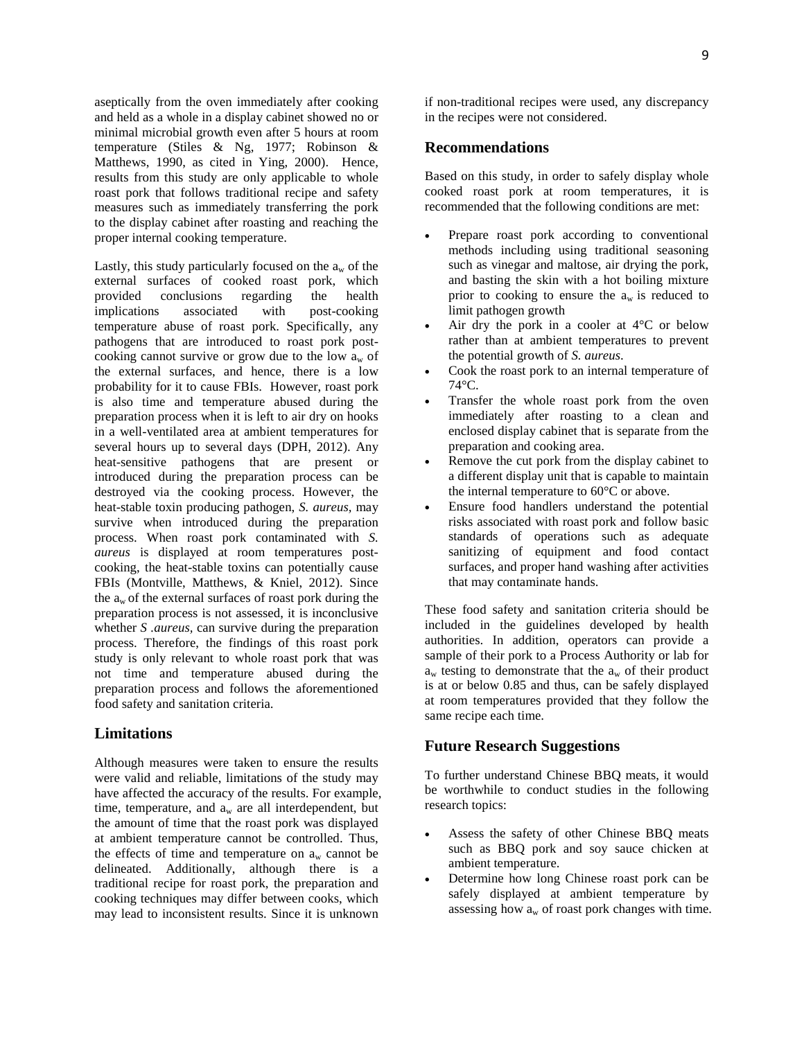aseptically from the oven immediately after cooking and held as a whole in a display cabinet showed no or minimal microbial growth even after 5 hours at room temperature (Stiles & Ng, 1977; Robinson & Matthews, 1990, as cited in Ying, 2000). Hence, results from this study are only applicable to whole roast pork that follows traditional recipe and safety measures such as immediately transferring the pork to the display cabinet after roasting and reaching the proper internal cooking temperature.

Lastly, this study particularly focused on the $a_w$ of the external surfaces of cooked roast pork, which provided conclusions regarding the health implications associated with post-cooking temperature abuse of roast pork. Specifically, any pathogens that are introduced to roast pork post-cooking cannot survive or grow due to the low $a_w$ of the external surfaces, and hence, there is a low probability for it to cause FBIs. However, roast pork is also time and temperature abused during the preparation process when it is left to air dry on hooks in a well-ventilated area at ambient temperatures for several hours up to several days (DPH, 2012). Any heat-sensitive pathogens that are present or introduced during the preparation process can be destroyed via the cooking process. However, the heat-stable toxin producing pathogen, *S. aureus*, may survive when introduced during the preparation process. When roast pork contaminated with *S. aureus* is displayed at room temperatures post-cooking, the heat-stable toxins can potentially cause FBIs (Montville, Matthews, & Kniel, 2012). Since the $a_w$ of the external surfaces of roast pork during the preparation process is not assessed, it is inconclusive whether *S .aureus,* can survive during the preparation process. Therefore, the findings of this roast pork study is only relevant to whole roast pork that was not time and temperature abused during the preparation process and follows the aforementioned food safety and sanitation criteria.

## Limitations

Although measures were taken to ensure the results were valid and reliable, limitations of the study may have affected the accuracy of the results. For example, time, temperature, and $a_w$ are all interdependent, but the amount of time that the roast pork was displayed at ambient temperature cannot be controlled. Thus, the effects of time and temperature on $a_w$ cannot be delineated. Additionally, although there is a traditional recipe for roast pork, the preparation and cooking techniques may differ between cooks, which may lead to inconsistent results. Since it is unknown if non-traditional recipes were used, any discrepancy in the recipes were not considered.

## Recommendations

Based on this study, in order to safely display whole cooked roast pork at room temperatures, it is recommended that the following conditions are met:

- Prepare roast pork according to conventional methods including using traditional seasoning such as vinegar and maltose, air drying the pork, and basting the skin with a hot boiling mixture prior to cooking to ensure the $a_w$ is reduced to limit pathogen growth
- Air dry the pork in a cooler at 4°C or below rather than at ambient temperatures to prevent the potential growth of *S. aureus*.
- Cook the roast pork to an internal temperature of 74°C.
- Transfer the whole roast pork from the oven immediately after roasting to a clean and enclosed display cabinet that is separate from the preparation and cooking area.
- Remove the cut pork from the display cabinet to a different display unit that is capable to maintain the internal temperature to 60°C or above.
- Ensure food handlers understand the potential risks associated with roast pork and follow basic standards of operations such as adequate sanitizing of equipment and food contact surfaces, and proper hand washing after activities that may contaminate hands.

These food safety and sanitation criteria should be included in the guidelines developed by health authorities. In addition, operators can provide a sample of their pork to a Process Authority or lab for $a_w$ testing to demonstrate that the $a_w$ of their product is at or below 0.85 and thus, can be safely displayed at room temperatures provided that they follow the same recipe each time.

## Future Research Suggestions

To further understand Chinese BBQ meats, it would be worthwhile to conduct studies in the following research topics:

- Assess the safety of other Chinese BBQ meats such as BBQ pork and soy sauce chicken at ambient temperature.
- Determine how long Chinese roast pork can be safely displayed at ambient temperature by assessing how $a_w$ of roast pork changes with time.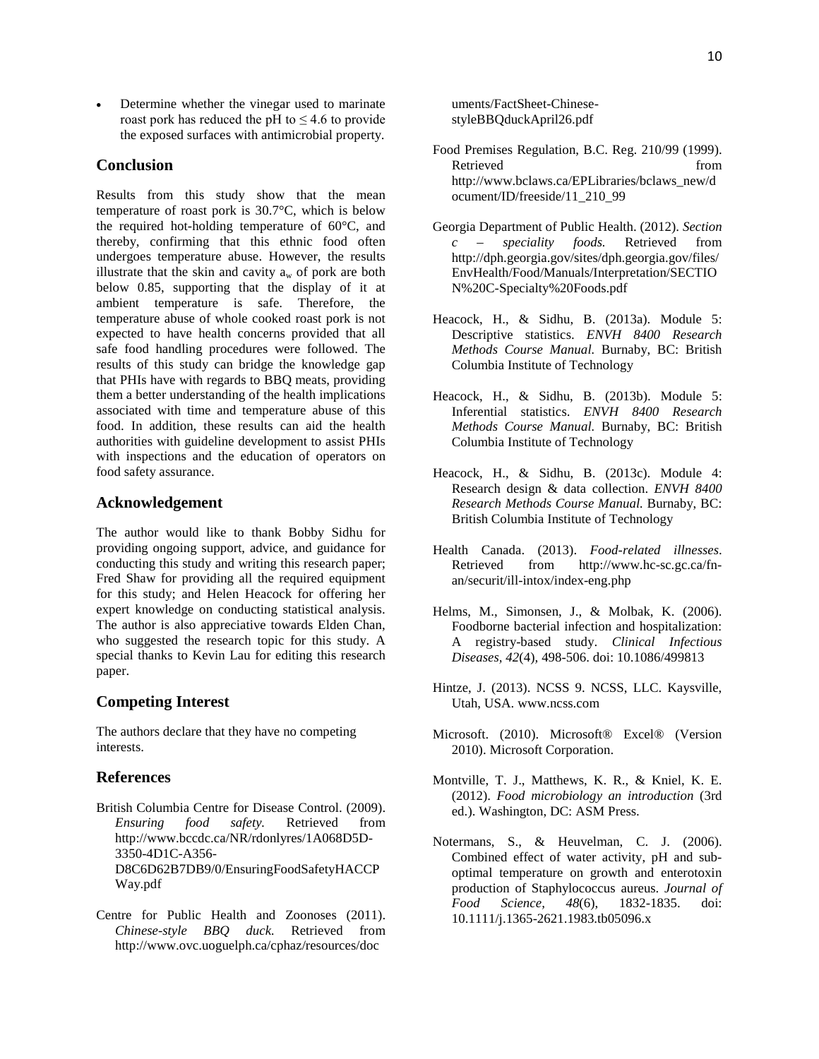- Determine whether the vinegar used to marinate roast pork has reduced the pH to ≤ 4.6 to provide the exposed surfaces with antimicrobial property.

## Conclusion

Results from this study show that the mean temperature of roast pork is 30.7°C, which is below the required hot-holding temperature of 60°C, and thereby, confirming that this ethnic food often undergoes temperature abuse. However, the results illustrate that the skin and cavity $a_w$ of pork are both below 0.85, supporting that the display of it at ambient temperature is safe. Therefore, the temperature abuse of whole cooked roast pork is not expected to have health concerns provided that all safe food handling procedures were followed. The results of this study can bridge the knowledge gap that PHIs have with regards to BBQ meats, providing them a better understanding of the health implications associated with time and temperature abuse of this food. In addition, these results can aid the health authorities with guideline development to assist PHIs with inspections and the education of operators on food safety assurance.

## Acknowledgement

The author would like to thank Bobby Sidhu for providing ongoing support, advice, and guidance for conducting this study and writing this research paper; Fred Shaw for providing all the required equipment for this study; and Helen Heacock for offering her expert knowledge on conducting statistical analysis. The author is also appreciative towards Elden Chan, who suggested the research topic for this study. A special thanks to Kevin Lau for editing this research paper.

## Competing Interest

The authors declare that they have no competing interests.

## References

British Columbia Centre for Disease Control. (2009). *Ensuring food safety.* Retrieved from http://www.bccdc.ca/NR/rdonlyres/1A068D5D-3350-4D1C-A356-D8C6D62B7DB9/0/EnsuringFoodSafetyHACCPWay.pdf

Centre for Public Health and Zoonoses (2011). *Chinese-style BBQ duck.* Retrieved from http://www.ovc.uoguelph.ca/cphaz/resources/documents/FactSheet-Chinese-styleBBQduckApril26.pdf

Food Premises Regulation, B.C. Reg. 210/99 (1999). Retrieved from http://www.bclaws.ca/EPLibraries/bclaws_new/document/ID/freeside/11_210_99

Georgia Department of Public Health. (2012). *Section c – speciality foods.* Retrieved from http://dph.georgia.gov/sites/dph.georgia.gov/files/EnvHealth/Food/Manuals/Interpretation/SECTION%20C-Specialty%20Foods.pdf

Heacock, H., & Sidhu, B. (2013a). Module 5: Descriptive statistics. *ENVH 8400 Research Methods Course Manual.* Burnaby, BC: British Columbia Institute of Technology

Heacock, H., & Sidhu, B. (2013b). Module 5: Inferential statistics. *ENVH 8400 Research Methods Course Manual.* Burnaby, BC: British Columbia Institute of Technology

Heacock, H., & Sidhu, B. (2013c). Module 4: Research design & data collection. *ENVH 8400 Research Methods Course Manual.* Burnaby, BC: British Columbia Institute of Technology

Health Canada. (2013). *Food-related illnesses*. Retrieved from http://www.hc-sc.gc.ca/fn-an/securit/ill-intox/index-eng.php

Helms, M., Simonsen, J., & Molbak, K. (2006). Foodborne bacterial infection and hospitalization: A registry-based study. *Clinical Infectious Diseases, 42*(4), 498-506. doi: 10.1086/499813

Hintze, J. (2013). NCSS 9. NCSS, LLC. Kaysville, Utah, USA. www.ncss.com

Microsoft. (2010). Microsoft® Excel® (Version 2010). Microsoft Corporation.

Montville, T. J., Matthews, K. R., & Kniel, K. E. (2012). *Food microbiology an introduction* (3rd ed.). Washington, DC: ASM Press.

Notermans, S., & Heuvelman, C. J. (2006). Combined effect of water activity, pH and sub-optimal temperature on growth and enterotoxin production of Staphylococcus aureus. *Journal of Food Science, 48*(6), 1832-1835. doi: 10.1111/j.1365-2621.1983.tb05096.x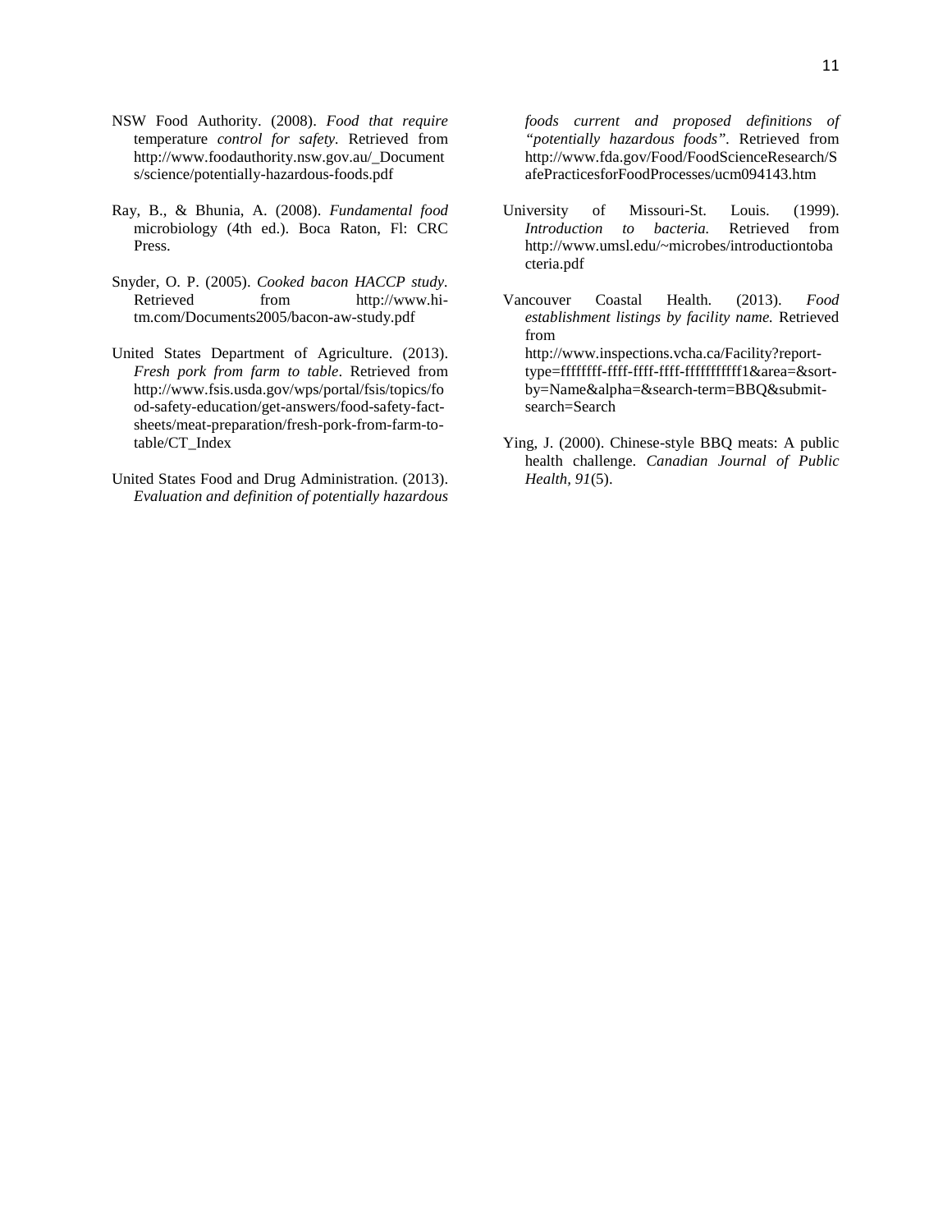NSW Food Authority. (2008). *Food that require* temperature *control for safety*. Retrieved from http://www.foodauthority.nsw.gov.au/_Documents/science/potentially-hazardous-foods.pdf

Ray, B., & Bhunia, A. (2008). *Fundamental food* microbiology (4th ed.). Boca Raton, Fl: CRC Press.

Snyder, O. P. (2005). *Cooked bacon HACCP study*. Retrieved from http://www.hi-tm.com/Documents2005/bacon-aw-study.pdf

United States Department of Agriculture. (2013). *Fresh pork from farm to table*. Retrieved from http://www.fsis.usda.gov/wps/portal/fsis/topics/food-safety-education/get-answers/food-safety-fact-sheets/meat-preparation/fresh-pork-from-farm-to-table/CT_Index

United States Food and Drug Administration. (2013). *Evaluation and definition of potentially hazardous foods current and proposed definitions of "potentially hazardous foods"*. Retrieved from http://www.fda.gov/Food/FoodScienceResearch/SafePracticesforFoodProcesses/ucm094143.htm

University of Missouri-St. Louis. (1999). *Introduction to bacteria.* Retrieved from http://www.umsl.edu/~microbes/introductiontobacteria.pdf

Vancouver Coastal Health. (2013). *Food establishment listings by facility name.* Retrieved from http://www.inspections.vcha.ca/Facility?report-type=ffffffff-ffff-ffff-ffff-fffffffffff1&area=&sort-by=Name&alpha=&search-term=BBQ&submit-search=Search

Ying, J. (2000). Chinese-style BBQ meats: A public health challenge. *Canadian Journal of Public Health*, *91*(5).